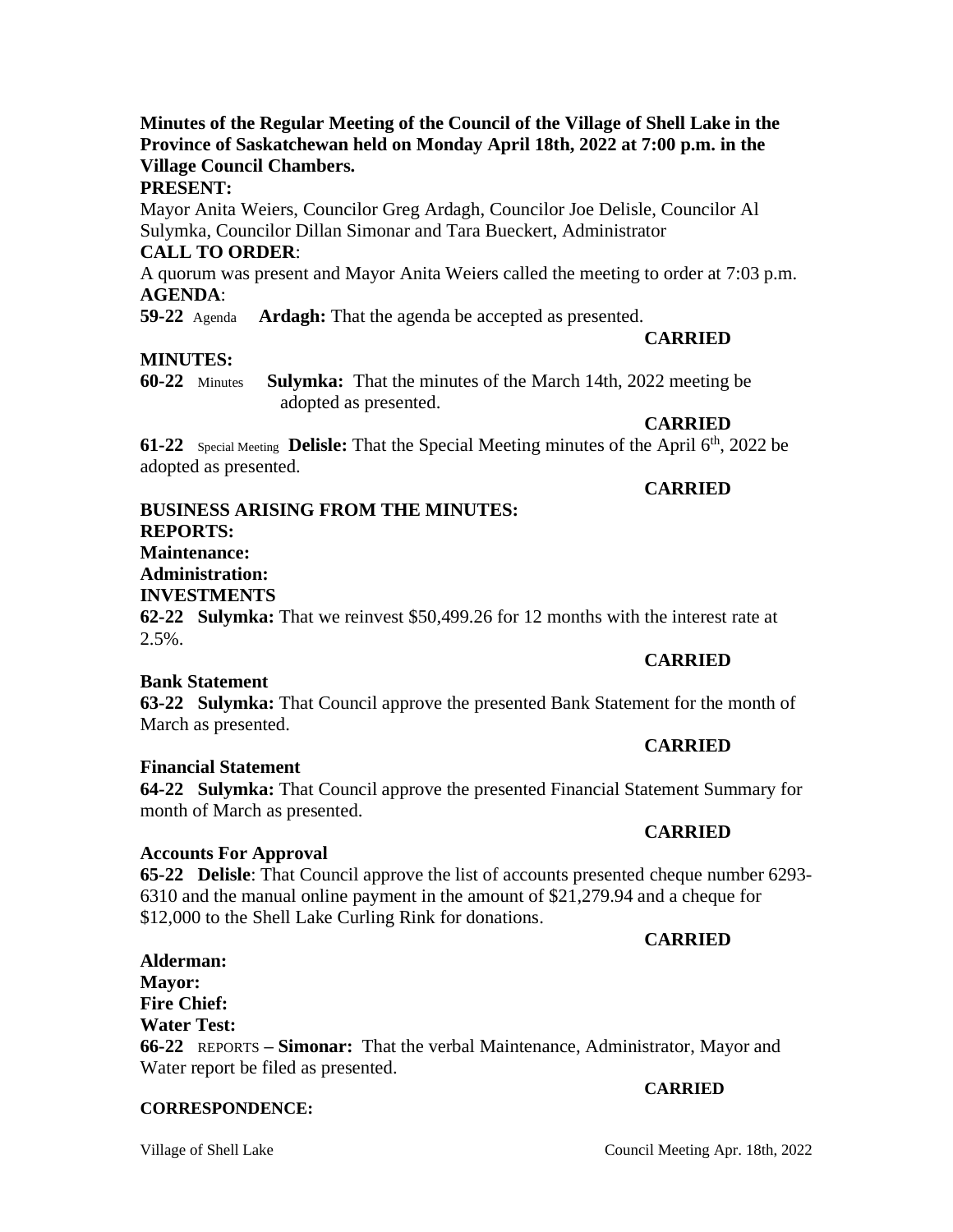**Minutes of the Regular Meeting of the Council of the Village of Shell Lake in the Province of Saskatchewan held on Monday April 18th, 2022 at 7:00 p.m. in the Village Council Chambers.**

**PRESENT:**

Mayor Anita Weiers, Councilor Greg Ardagh, Councilor Joe Delisle, Councilor Al Sulymka, Councilor Dillan Simonar and Tara Bueckert, Administrator

**CALL TO ORDER**:

A quorum was present and Mayor Anita Weiers called the meeting to order at 7:03 p.m.

**AGENDA**:

**59-22** Agenda **Ardagh:** That the agenda be accepted as presented.

**CARRIED**

**MINUTES:**

**60-22** Minutes **Sulymka:** That the minutes of the March 14th, 2022 meeting be adopted as presented.

**CARRIED**

**61-22** Special Meeting **Delisle:** That the Special Meeting minutes of the April 6th, 2022 be adopted as presented.

**CARRIED**

**BUSINESS ARISING FROM THE MINUTES:**

**REPORTS:**

**Maintenance:**

**Administration:**

**INVESTMENTS**

**62-22 Sulymka:** That we reinvest $50,499.26 for 12 months with the interest rate at 2.5%.

**CARRIED**

**Bank Statement**

**63-22 Sulymka:** That Council approve the presented Bank Statement for the month of March as presented.

**CARRIED**

**Financial Statement**

**64-22 Sulymka:** That Council approve the presented Financial Statement Summary for month of March as presented.

**CARRIED**

**Accounts For Approval**

**65-22 Delisle**: That Council approve the list of accounts presented cheque number 6293-6310 and the manual online payment in the amount of $21,279.94 and a cheque for $12,000 to the Shell Lake Curling Rink for donations.

**CARRIED**

**Alderman:**

**Mayor:**

**Fire Chief:**

**Water Test:**

**66-22** REPORTS **– Simonar:** That the verbal Maintenance, Administrator, Mayor and Water report be filed as presented.

**CARRIED**

**CORRESPONDENCE:**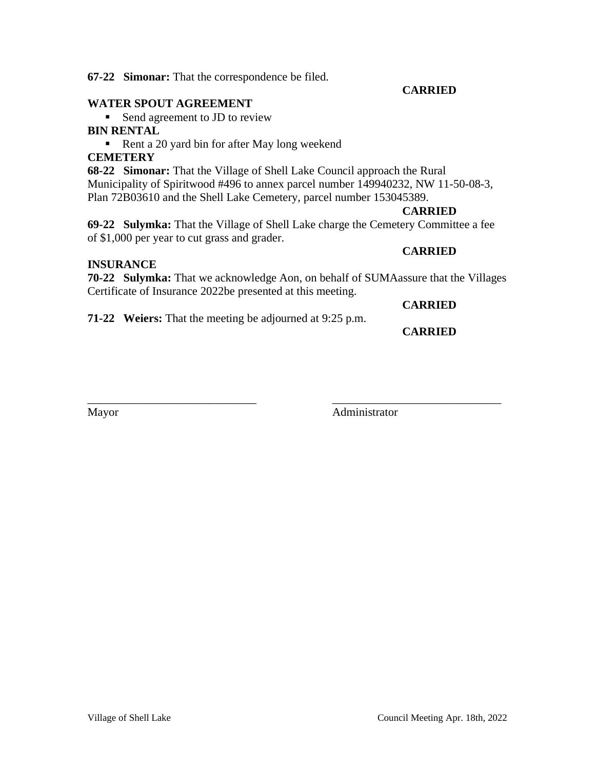**67-22 Simonar:** That the correspondence be filed.

**CARRIED**

**WATER SPOUT AGREEMENT**

- Send agreement to JD to review

**BIN RENTAL**

- Rent a 20 yard bin for after May long weekend

**CEMETERY**

**68-22 Simonar:** That the Village of Shell Lake Council approach the Rural Municipality of Spiritwood #496 to annex parcel number 149940232, NW 11-50-08-3, Plan 72B03610 and the Shell Lake Cemetery, parcel number 153045389.

**CARRIED**

**69-22 Sulymka:** That the Village of Shell Lake charge the Cemetery Committee a fee of $1,000 per year to cut grass and grader.

**CARRIED**

**INSURANCE**

**70-22 Sulymka:** That we acknowledge Aon, on behalf of SUMAassure that the Villages Certificate of Insurance 2022be presented at this meeting.

**CARRIED**

**71-22 Weiers:** That the meeting be adjourned at 9:25 p.m.

**CARRIED**

_____________________________ _____________________________

Mayor Administrator